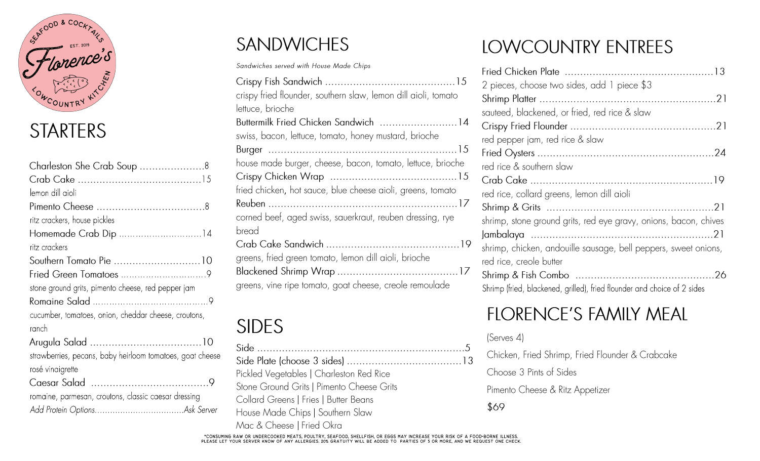Seafood & Cocktails
EST. 2019
Florence's
Lowcountry Kitchen

## STARTERS

Charleston She Crab Soup ..................... 8

Crab Cake ..................... 15
lemon dill aioli

Pimento Cheese ..................... 8
ritz crackers, house pickles

Homemade Crab Dip ..................... 14
ritz crackers

Southern Tomato Pie ..................... 10

Fried Green Tomatoes ..................... 9
stone ground grits, pimento cheese, red pepper jam

Romaine Salad ..................... 9
cucumber, tomatoes, onion, cheddar cheese, croutons, ranch

Arugula Salad ..................... 10
strawberries, pecans, baby heirloom tomatoes, goat cheese rosé vinaigrette

Caesar Salad ..................... 9
romaine, parmesan, croutons, classic caesar dressing

*Add Protein Options..................... Ask Server*

## SANDWICHES

*Sandwiches served with House Made Chips*

Crispy Fish Sandwich ..................... 15
crispy fried flounder, southern slaw, lemon dill aioli, tomato lettuce, brioche

Buttermilk Fried Chicken Sandwich ..................... 14
swiss, bacon, lettuce, tomato, honey mustard, brioche

Burger ..................... 15
house made burger, cheese, bacon, tomato, lettuce, brioche

Crispy Chicken Wrap ..................... 15
fried chicken, hot sauce, blue cheese aioli, greens, tomato

Reuben ..................... 17
corned beef, aged swiss, sauerkraut, reuben dressing, rye bread

Crab Cake Sandwich ..................... 19
greens, fried green tomato, lemon dill aioli, brioche

Blackened Shrimp Wrap ..................... 17
greens, vine ripe tomato, goat cheese, creole remoulade

## SIDES

Side ..................... 5

Side Plate (choose 3 sides) ..................... 13

Pickled Vegetables | Charleston Red Rice
Stone Ground Grits | Pimento Cheese Grits
Collard Greens | Fries | Butter Beans
House Made Chips | Southern Slaw
Mac & Cheese | Fried Okra

## LOWCOUNTRY ENTREES

Fried Chicken Plate ..................... 13
2 pieces, choose two sides, add 1 piece $3

Shrimp Platter ..................... 21
sauteed, blackened, or fried, red rice & slaw

Crispy Fried Flounder ..................... 21
red pepper jam, red rice & slaw

Fried Oysters ..................... 24
red rice & southern slaw

Crab Cake ..................... 19
red rice, collard greens, lemon dill aioli

Shrimp & Grits ..................... 21
shrimp, stone ground grits, red eye gravy, onions, bacon, chives

Jambalaya ..................... 21
shrimp, chicken, andouille sausage, bell peppers, sweet onions, red rice, creole butter

Shrimp & Fish Combo ..................... 26
Shrimp (fried, blackened, grilled), fried flounder and choice of 2 sides

## FLORENCE'S FAMILY MEAL

(Serves 4)

Chicken, Fried Shrimp, Fried Flounder & Crabcake

Choose 3 Pints of Sides

Pimento Cheese & Ritz Appetizer

$69

*CONSUMING RAW OR UNDERCOOKED MEATS, POULTRY, SEAFOOD, SHELLFISH, OR EGGS MAY INCREASE YOUR RISK OF A FOOD-BORNE ILLNESS.
PLEASE LET YOUR SERVER KNOW OF ANY ALLERGIES. 20% GRATUITY WILL BE ADDED TO PARTIES OF 5 OR MORE, AND WE REQUEST ONE CHECK.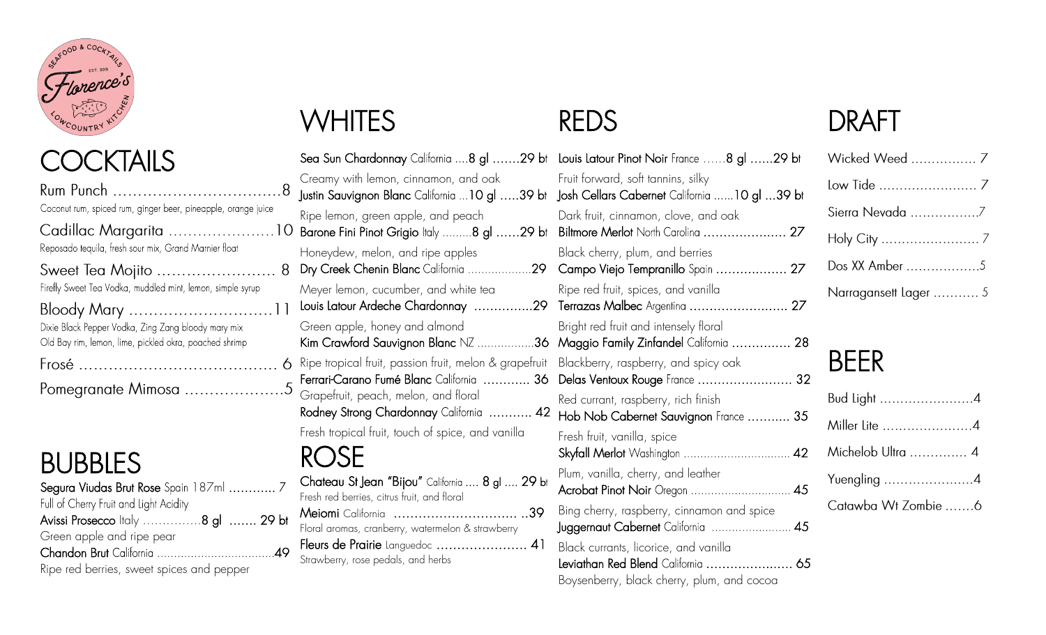Florence's Lowcountry Kitchen — Seafood & Cocktails — Est. 2015

## COCKTAILS

**Rum Punch** ..... 8
Coconut rum, spiced rum, ginger beer, pineapple, orange juice

**Cadillac Margarita** ..... 10
Reposado tequila, fresh sour mix, Grand Marnier float

**Sweet Tea Mojito** ..... 8
Firefly Sweet Tea Vodka, muddled mint, lemon, simple syrup

**Bloody Mary** ..... 11
Dixie Black Pepper Vodka, Zing Zang bloody mary mix
Old Bay rim, lemon, lime, pickled okra, poached shrimp

**Frosé** ..... 6

**Pomegranate Mimosa** ..... 5

## BUBBLES

**Segura Viudas Brut Rose** Spain 187ml ..... 7
Full of Cherry Fruit and Light Acidity

**Avissi Prosecco** Italy ..... 8 gl ..... 29 bt
Green apple and ripe pear

**Chandon Brut** California ..... 49
Ripe red berries, sweet spices and pepper

## WHITES

**Sea Sun Chardonnay** California ..... 8 gl ..... 29 bt
Creamy with lemon, cinnamon, and oak

**Justin Sauvignon Blanc** California ..... 10 gl ..... 39 bt
Ripe lemon, green apple, and peach

**Barone Fini Pinot Grigio** Italy ..... 8 gl ..... 29 bt
Honeydew, melon, and ripe apples

**Dry Creek Chenin Blanc** California ..... 29
Meyer lemon, cucumber, and white tea

**Louis Latour Ardeche Chardonnay** ..... 29
Green apple, honey and almond

**Kim Crawford Sauvignon Blanc** NZ ..... 36
Ripe tropical fruit, passion fruit, melon & grapefruit

**Ferrari-Carano Fumé Blanc** California ..... 36
Grapefruit, peach, melon, and floral

**Rodney Strong Chardonnay** California ..... 42
Fresh tropical fruit, touch of spice, and vanilla

## ROSE

**Chateau St Jean "Bijou"** California ..... 8 gl ..... 29 bt
Fresh red berries, citrus fruit, and floral

**Meiomi** California ..... 39
Floral aromas, cranberry, watermelon & strawberry

**Fleurs de Prairie** Languedoc ..... 41
Strawberry, rose pedals, and herbs

## REDS

**Louis Latour Pinot Noir** France ..... 8 gl ..... 29 bt
Fruit forward, soft tannins, silky

**Josh Cellars Cabernet** California ..... 10 gl ..... 39 bt
Dark fruit, cinnamon, clove, and oak

**Biltmore Merlot** North Carolina ..... 27
Black cherry, plum, and berries

**Campo Viejo Tempranillo** Spain ..... 27
Ripe red fruit, spices, and vanilla

**Terrazas Malbec** Argentina ..... 27
Bright red fruit and intensely floral

**Maggio Family Zinfandel** California ..... 28
Blackberry, raspberry, and spicy oak

**Delas Ventoux Rouge** France ..... 32
Red currant, raspberry, rich finish

**Hob Nob Cabernet Sauvignon** France ..... 35
Fresh fruit, vanilla, spice

**Skyfall Merlot** Washington ..... 42
Plum, vanilla, cherry, and leather

**Acrobat Pinot Noir** Oregon ..... 45
Bing cherry, raspberry, cinnamon and spice

**Juggernaut Cabernet** California ..... 45
Black currants, licorice, and vanilla

**Leviathan Red Blend** California ..... 65
Boysenberry, black cherry, plum, and cocoa

## DRAFT

Wicked Weed ..... 7
Low Tide ..... 7
Sierra Nevada ..... 7
Holy City ..... 7
Dos XX Amber ..... 5
Narragansett Lager ..... 5

## BEER

Bud Light ..... 4
Miller Lite ..... 4
Michelob Ultra ..... 4
Yuengling ..... 4
Catawba Wt Zombie ..... 6